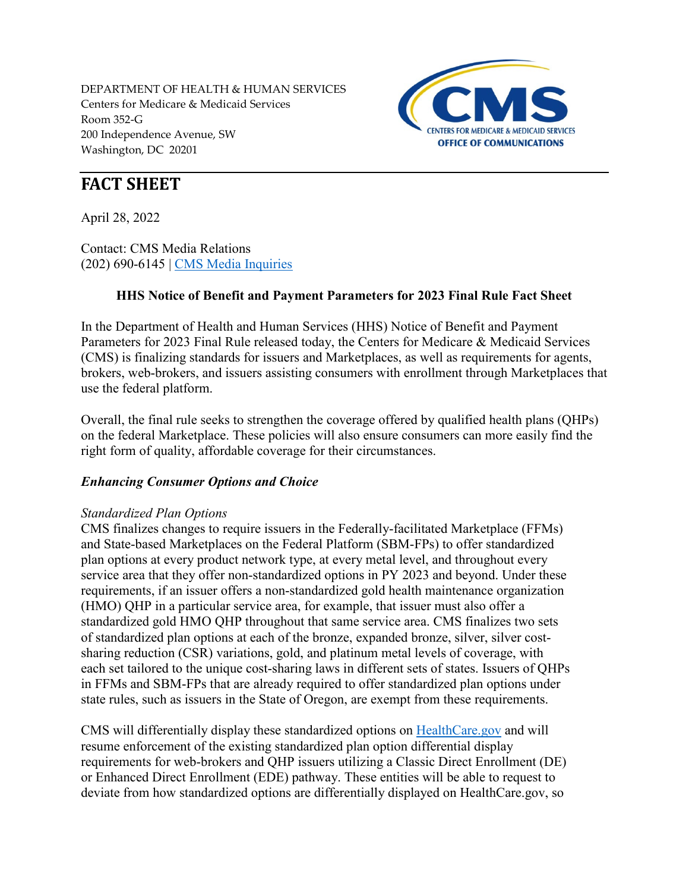DEPARTMENT OF HEALTH & HUMAN SERVICES
Centers for Medicare & Medicaid Services
Room 352-G
200 Independence Avenue, SW
Washington, DC 20201

# FACT SHEET

April 28, 2022

Contact: CMS Media Relations
(202) 690-6145 | [CMS Media Inquiries]

**HHS Notice of Benefit and Payment Parameters for 2023 Final Rule Fact Sheet**

In the Department of Health and Human Services (HHS) Notice of Benefit and Payment Parameters for 2023 Final Rule released today, the Centers for Medicare & Medicaid Services (CMS) is finalizing standards for issuers and Marketplaces, as well as requirements for agents, brokers, web-brokers, and issuers assisting consumers with enrollment through Marketplaces that use the federal platform.

Overall, the final rule seeks to strengthen the coverage offered by qualified health plans (QHPs) on the federal Marketplace. These policies will also ensure consumers can more easily find the right form of quality, affordable coverage for their circumstances.

***Enhancing Consumer Options and Choice***

*Standardized Plan Options*

CMS finalizes changes to require issuers in the Federally-facilitated Marketplace (FFMs) and State-based Marketplaces on the Federal Platform (SBM-FPs) to offer standardized plan options at every product network type, at every metal level, and throughout every service area that they offer non-standardized options in PY 2023 and beyond. Under these requirements, if an issuer offers a non-standardized gold health maintenance organization (HMO) QHP in a particular service area, for example, that issuer must also offer a standardized gold HMO QHP throughout that same service area. CMS finalizes two sets of standardized plan options at each of the bronze, expanded bronze, silver, silver cost-sharing reduction (CSR) variations, gold, and platinum metal levels of coverage, with each set tailored to the unique cost-sharing laws in different sets of states. Issuers of QHPs in FFMs and SBM-FPs that are already required to offer standardized plan options under state rules, such as issuers in the State of Oregon, are exempt from these requirements.

CMS will differentially display these standardized options on HealthCare.gov and will resume enforcement of the existing standardized plan option differential display requirements for web-brokers and QHP issuers utilizing a Classic Direct Enrollment (DE) or Enhanced Direct Enrollment (EDE) pathway. These entities will be able to request to deviate from how standardized options are differentially displayed on HealthCare.gov, so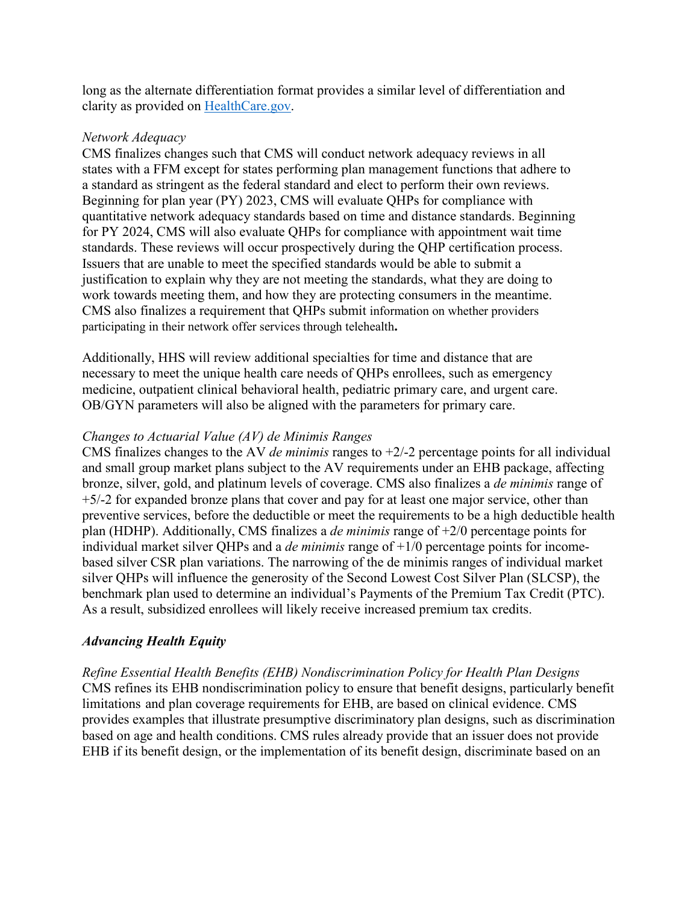long as the alternate differentiation format provides a similar level of differentiation and clarity as provided on [HealthCare.gov](HealthCare.gov).

*Network Adequacy*

CMS finalizes changes such that CMS will conduct network adequacy reviews in all states with a FFM except for states performing plan management functions that adhere to a standard as stringent as the federal standard and elect to perform their own reviews. Beginning for plan year (PY) 2023, CMS will evaluate QHPs for compliance with quantitative network adequacy standards based on time and distance standards. Beginning for PY 2024, CMS will also evaluate QHPs for compliance with appointment wait time standards. These reviews will occur prospectively during the QHP certification process. Issuers that are unable to meet the specified standards would be able to submit a justification to explain why they are not meeting the standards, what they are doing to work towards meeting them, and how they are protecting consumers in the meantime. CMS also finalizes a requirement that QHPs submit information on whether providers participating in their network offer services through telehealth**.**

Additionally, HHS will review additional specialties for time and distance that are necessary to meet the unique health care needs of QHPs enrollees, such as emergency medicine, outpatient clinical behavioral health, pediatric primary care, and urgent care. OB/GYN parameters will also be aligned with the parameters for primary care.

*Changes to Actuarial Value (AV) de Minimis Ranges*

CMS finalizes changes to the AV *de minimis* ranges to +2/-2 percentage points for all individual and small group market plans subject to the AV requirements under an EHB package, affecting bronze, silver, gold, and platinum levels of coverage. CMS also finalizes a *de minimis* range of +5/-2 for expanded bronze plans that cover and pay for at least one major service, other than preventive services, before the deductible or meet the requirements to be a high deductible health plan (HDHP). Additionally, CMS finalizes a *de minimis* range of +2/0 percentage points for individual market silver QHPs and a *de minimis* range of +1/0 percentage points for income-based silver CSR plan variations. The narrowing of the de minimis ranges of individual market silver QHPs will influence the generosity of the Second Lowest Cost Silver Plan (SLCSP), the benchmark plan used to determine an individual's Payments of the Premium Tax Credit (PTC). As a result, subsidized enrollees will likely receive increased premium tax credits.

***Advancing Health Equity***

*Refine Essential Health Benefits (EHB) Nondiscrimination Policy for Health Plan Designs*

CMS refines its EHB nondiscrimination policy to ensure that benefit designs, particularly benefit limitations and plan coverage requirements for EHB, are based on clinical evidence. CMS provides examples that illustrate presumptive discriminatory plan designs, such as discrimination based on age and health conditions. CMS rules already provide that an issuer does not provide EHB if its benefit design, or the implementation of its benefit design, discriminate based on an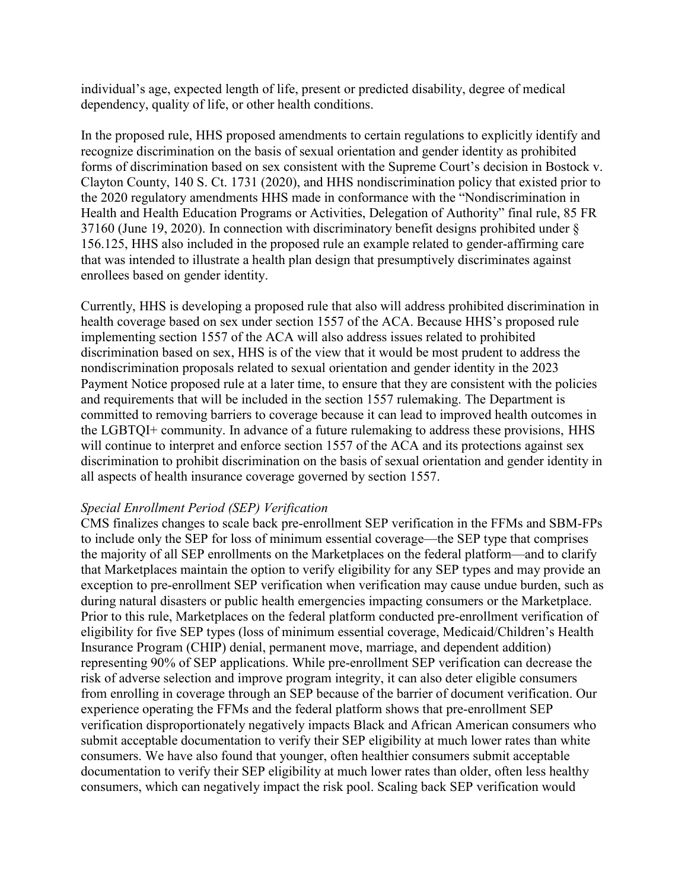individual's age, expected length of life, present or predicted disability, degree of medical dependency, quality of life, or other health conditions.

In the proposed rule, HHS proposed amendments to certain regulations to explicitly identify and recognize discrimination on the basis of sexual orientation and gender identity as prohibited forms of discrimination based on sex consistent with the Supreme Court's decision in Bostock v. Clayton County, 140 S. Ct. 1731 (2020), and HHS nondiscrimination policy that existed prior to the 2020 regulatory amendments HHS made in conformance with the "Nondiscrimination in Health and Health Education Programs or Activities, Delegation of Authority" final rule, 85 FR 37160 (June 19, 2020). In connection with discriminatory benefit designs prohibited under § 156.125, HHS also included in the proposed rule an example related to gender-affirming care that was intended to illustrate a health plan design that presumptively discriminates against enrollees based on gender identity.

Currently, HHS is developing a proposed rule that also will address prohibited discrimination in health coverage based on sex under section 1557 of the ACA. Because HHS's proposed rule implementing section 1557 of the ACA will also address issues related to prohibited discrimination based on sex, HHS is of the view that it would be most prudent to address the nondiscrimination proposals related to sexual orientation and gender identity in the 2023 Payment Notice proposed rule at a later time, to ensure that they are consistent with the policies and requirements that will be included in the section 1557 rulemaking. The Department is committed to removing barriers to coverage because it can lead to improved health outcomes in the LGBTQI+ community. In advance of a future rulemaking to address these provisions, HHS will continue to interpret and enforce section 1557 of the ACA and its protections against sex discrimination to prohibit discrimination on the basis of sexual orientation and gender identity in all aspects of health insurance coverage governed by section 1557.

*Special Enrollment Period (SEP) Verification*

CMS finalizes changes to scale back pre-enrollment SEP verification in the FFMs and SBM-FPs to include only the SEP for loss of minimum essential coverage—the SEP type that comprises the majority of all SEP enrollments on the Marketplaces on the federal platform—and to clarify that Marketplaces maintain the option to verify eligibility for any SEP types and may provide an exception to pre-enrollment SEP verification when verification may cause undue burden, such as during natural disasters or public health emergencies impacting consumers or the Marketplace. Prior to this rule, Marketplaces on the federal platform conducted pre-enrollment verification of eligibility for five SEP types (loss of minimum essential coverage, Medicaid/Children's Health Insurance Program (CHIP) denial, permanent move, marriage, and dependent addition) representing 90% of SEP applications. While pre-enrollment SEP verification can decrease the risk of adverse selection and improve program integrity, it can also deter eligible consumers from enrolling in coverage through an SEP because of the barrier of document verification. Our experience operating the FFMs and the federal platform shows that pre-enrollment SEP verification disproportionately negatively impacts Black and African American consumers who submit acceptable documentation to verify their SEP eligibility at much lower rates than white consumers. We have also found that younger, often healthier consumers submit acceptable documentation to verify their SEP eligibility at much lower rates than older, often less healthy consumers, which can negatively impact the risk pool. Scaling back SEP verification would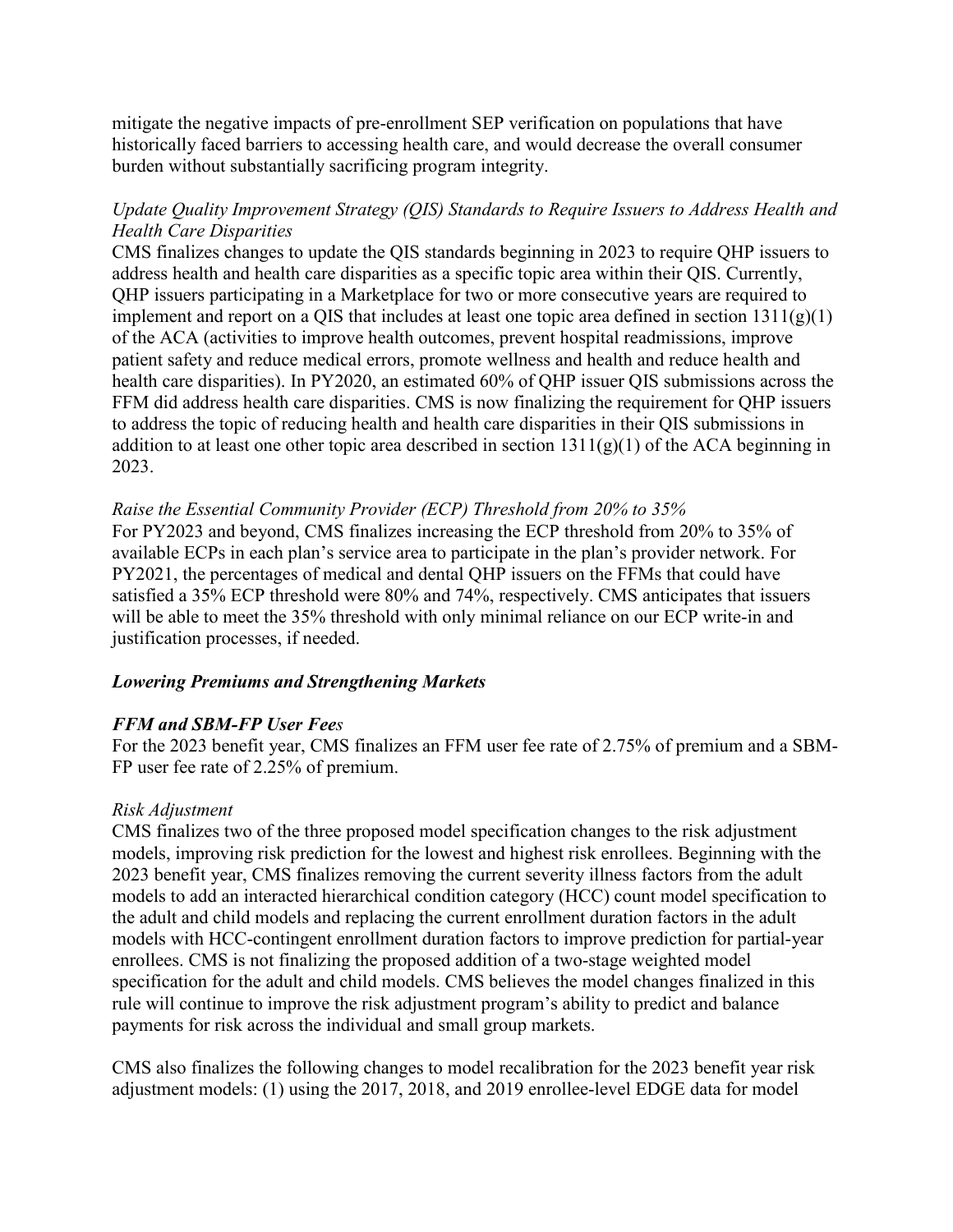mitigate the negative impacts of pre-enrollment SEP verification on populations that have historically faced barriers to accessing health care, and would decrease the overall consumer burden without substantially sacrificing program integrity.

*Update Quality Improvement Strategy (QIS) Standards to Require Issuers to Address Health and Health Care Disparities*

CMS finalizes changes to update the QIS standards beginning in 2023 to require QHP issuers to address health and health care disparities as a specific topic area within their QIS. Currently, QHP issuers participating in a Marketplace for two or more consecutive years are required to implement and report on a QIS that includes at least one topic area defined in section 1311(g)(1) of the ACA (activities to improve health outcomes, prevent hospital readmissions, improve patient safety and reduce medical errors, promote wellness and health and reduce health and health care disparities). In PY2020, an estimated 60% of QHP issuer QIS submissions across the FFM did address health care disparities. CMS is now finalizing the requirement for QHP issuers to address the topic of reducing health and health care disparities in their QIS submissions in addition to at least one other topic area described in section 1311(g)(1) of the ACA beginning in 2023.

*Raise the Essential Community Provider (ECP) Threshold from 20% to 35%*

For PY2023 and beyond, CMS finalizes increasing the ECP threshold from 20% to 35% of available ECPs in each plan's service area to participate in the plan's provider network. For PY2021, the percentages of medical and dental QHP issuers on the FFMs that could have satisfied a 35% ECP threshold were 80% and 74%, respectively. CMS anticipates that issuers will be able to meet the 35% threshold with only minimal reliance on our ECP write-in and justification processes, if needed.

***Lowering Premiums and Strengthening Markets***

***FFM and SBM-FP User Fees***

For the 2023 benefit year, CMS finalizes an FFM user fee rate of 2.75% of premium and a SBM-FP user fee rate of 2.25% of premium.

*Risk Adjustment*

CMS finalizes two of the three proposed model specification changes to the risk adjustment models, improving risk prediction for the lowest and highest risk enrollees. Beginning with the 2023 benefit year, CMS finalizes removing the current severity illness factors from the adult models to add an interacted hierarchical condition category (HCC) count model specification to the adult and child models and replacing the current enrollment duration factors in the adult models with HCC-contingent enrollment duration factors to improve prediction for partial-year enrollees. CMS is not finalizing the proposed addition of a two-stage weighted model specification for the adult and child models. CMS believes the model changes finalized in this rule will continue to improve the risk adjustment program's ability to predict and balance payments for risk across the individual and small group markets.

CMS also finalizes the following changes to model recalibration for the 2023 benefit year risk adjustment models: (1) using the 2017, 2018, and 2019 enrollee-level EDGE data for model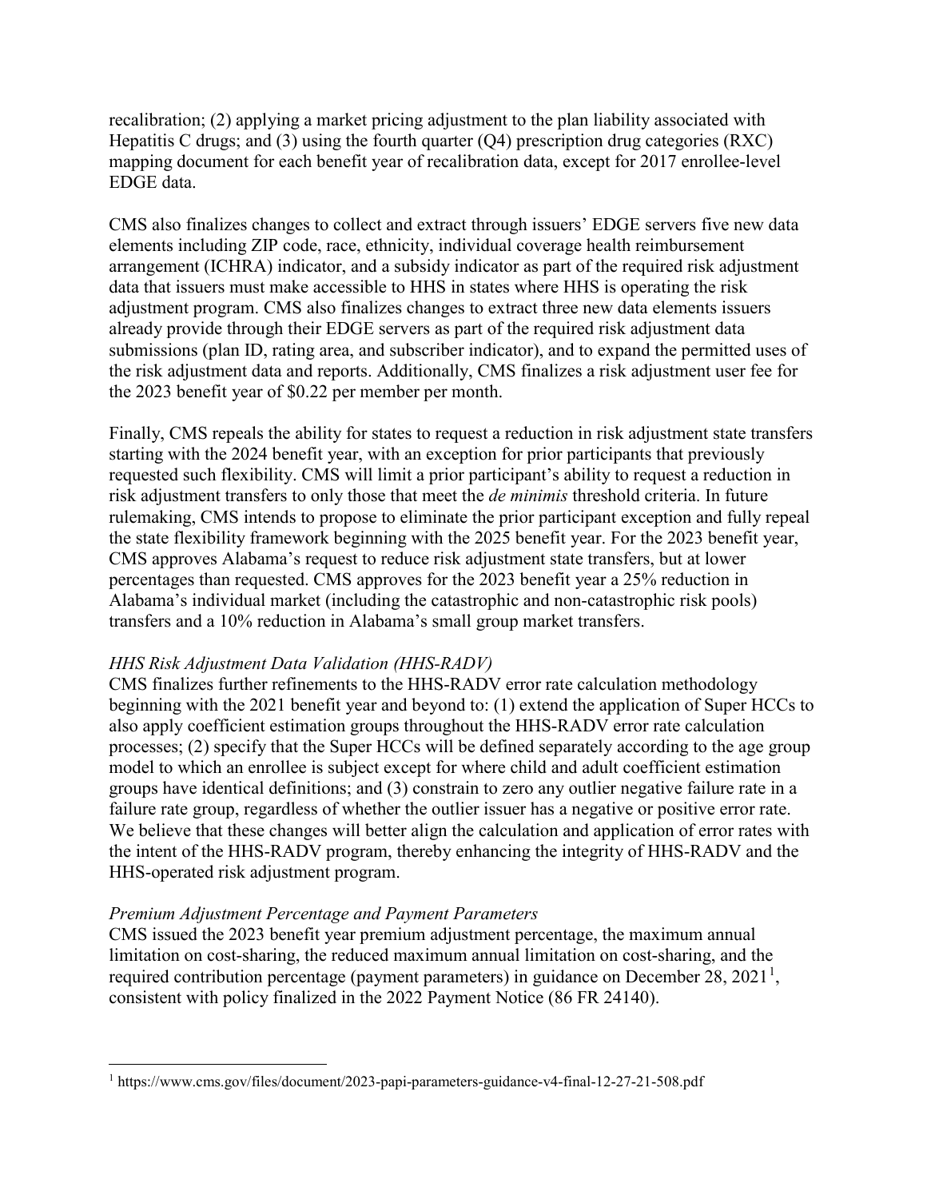recalibration; (2) applying a market pricing adjustment to the plan liability associated with Hepatitis C drugs; and (3) using the fourth quarter (Q4) prescription drug categories (RXC) mapping document for each benefit year of recalibration data, except for 2017 enrollee-level EDGE data.

CMS also finalizes changes to collect and extract through issuers' EDGE servers five new data elements including ZIP code, race, ethnicity, individual coverage health reimbursement arrangement (ICHRA) indicator, and a subsidy indicator as part of the required risk adjustment data that issuers must make accessible to HHS in states where HHS is operating the risk adjustment program. CMS also finalizes changes to extract three new data elements issuers already provide through their EDGE servers as part of the required risk adjustment data submissions (plan ID, rating area, and subscriber indicator), and to expand the permitted uses of the risk adjustment data and reports. Additionally, CMS finalizes a risk adjustment user fee for the 2023 benefit year of $0.22 per member per month.

Finally, CMS repeals the ability for states to request a reduction in risk adjustment state transfers starting with the 2024 benefit year, with an exception for prior participants that previously requested such flexibility. CMS will limit a prior participant's ability to request a reduction in risk adjustment transfers to only those that meet the *de minimis* threshold criteria. In future rulemaking, CMS intends to propose to eliminate the prior participant exception and fully repeal the state flexibility framework beginning with the 2025 benefit year. For the 2023 benefit year, CMS approves Alabama's request to reduce risk adjustment state transfers, but at lower percentages than requested. CMS approves for the 2023 benefit year a 25% reduction in Alabama's individual market (including the catastrophic and non-catastrophic risk pools) transfers and a 10% reduction in Alabama's small group market transfers.

*HHS Risk Adjustment Data Validation (HHS-RADV)*

CMS finalizes further refinements to the HHS-RADV error rate calculation methodology beginning with the 2021 benefit year and beyond to: (1) extend the application of Super HCCs to also apply coefficient estimation groups throughout the HHS-RADV error rate calculation processes; (2) specify that the Super HCCs will be defined separately according to the age group model to which an enrollee is subject except for where child and adult coefficient estimation groups have identical definitions; and (3) constrain to zero any outlier negative failure rate in a failure rate group, regardless of whether the outlier issuer has a negative or positive error rate. We believe that these changes will better align the calculation and application of error rates with the intent of the HHS-RADV program, thereby enhancing the integrity of HHS-RADV and the HHS-operated risk adjustment program.

*Premium Adjustment Percentage and Payment Parameters*

CMS issued the 2023 benefit year premium adjustment percentage, the maximum annual limitation on cost-sharing, the reduced maximum annual limitation on cost-sharing, and the required contribution percentage (payment parameters) in guidance on December 28, 2021[1], consistent with policy finalized in the 2022 Payment Notice (86 FR 24140).

[1] https://www.cms.gov/files/document/2023-papi-parameters-guidance-v4-final-12-27-21-508.pdf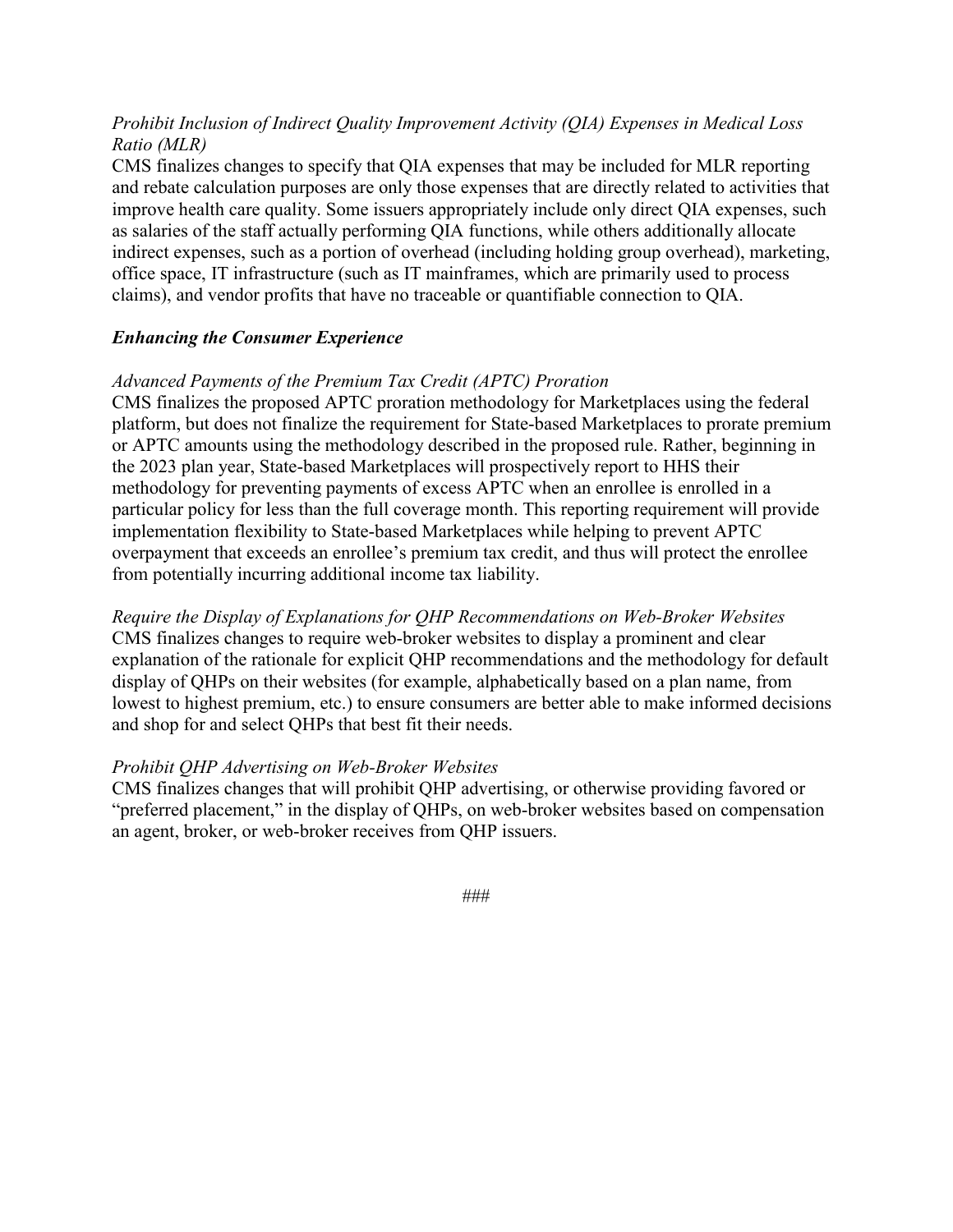*Prohibit Inclusion of Indirect Quality Improvement Activity (QIA) Expenses in Medical Loss Ratio (MLR)*

CMS finalizes changes to specify that QIA expenses that may be included for MLR reporting and rebate calculation purposes are only those expenses that are directly related to activities that improve health care quality. Some issuers appropriately include only direct QIA expenses, such as salaries of the staff actually performing QIA functions, while others additionally allocate indirect expenses, such as a portion of overhead (including holding group overhead), marketing, office space, IT infrastructure (such as IT mainframes, which are primarily used to process claims), and vendor profits that have no traceable or quantifiable connection to QIA.

***Enhancing the Consumer Experience***

*Advanced Payments of the Premium Tax Credit (APTC) Proration*

CMS finalizes the proposed APTC proration methodology for Marketplaces using the federal platform, but does not finalize the requirement for State-based Marketplaces to prorate premium or APTC amounts using the methodology described in the proposed rule. Rather, beginning in the 2023 plan year, State-based Marketplaces will prospectively report to HHS their methodology for preventing payments of excess APTC when an enrollee is enrolled in a particular policy for less than the full coverage month. This reporting requirement will provide implementation flexibility to State-based Marketplaces while helping to prevent APTC overpayment that exceeds an enrollee's premium tax credit, and thus will protect the enrollee from potentially incurring additional income tax liability.

*Require the Display of Explanations for QHP Recommendations on Web-Broker Websites*

CMS finalizes changes to require web-broker websites to display a prominent and clear explanation of the rationale for explicit QHP recommendations and the methodology for default display of QHPs on their websites (for example, alphabetically based on a plan name, from lowest to highest premium, etc.) to ensure consumers are better able to make informed decisions and shop for and select QHPs that best fit their needs.

*Prohibit QHP Advertising on Web-Broker Websites*

CMS finalizes changes that will prohibit QHP advertising, or otherwise providing favored or "preferred placement," in the display of QHPs, on web-broker websites based on compensation an agent, broker, or web-broker receives from QHP issuers.

###